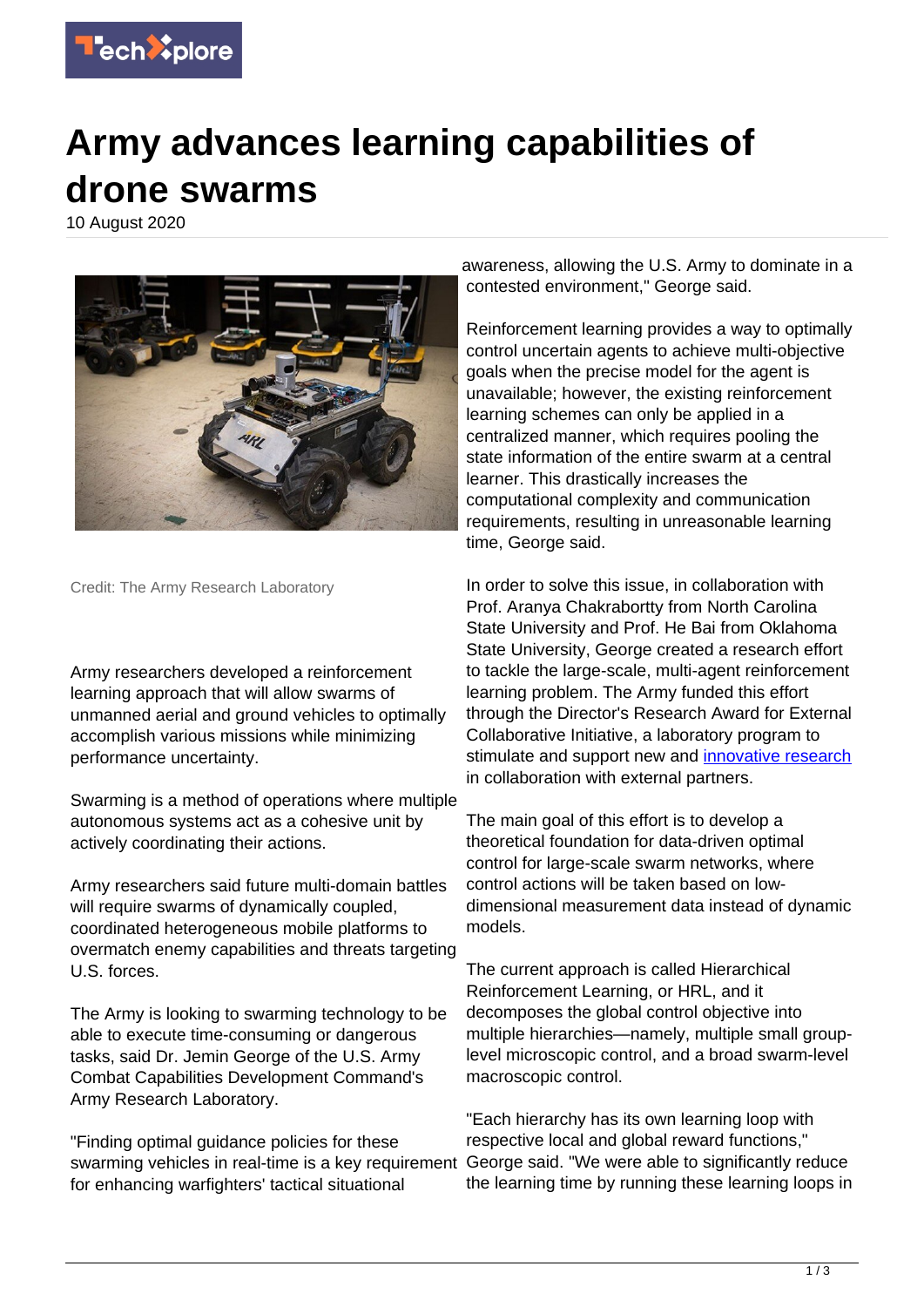# Army advances learning capabilities of drone swarms

10 August 2020

Credit: The Army Research Laboratory

Army researchers developed a reinforcement learning approach that will allow swarms of unmanned aerial and ground vehicles to optimally accomplish various missions while minimizing performance uncertainty.

Swarming is a method of operations where multiple autonomous systems act as a cohesive unit by actively coordinating their actions.

Army researchers said future multi-domain battles will require swarms of dynamically coupled, coordinated heterogeneous mobile platforms to overmatch enemy capabilities and threats targeting U.S. forces.

The Army is looking to swarming technology to be able to execute time-consuming or dangerous tasks, said Dr. Jemin George of the U.S. Army Combat Capabilities Development Command's Army Research Laboratory.

"Finding optimal guidance policies for these swarming vehicles in real-time is a key requirement for enhancing warfighters' tactical situational awareness, allowing the U.S. Army to dominate in a contested environment," George said.

Reinforcement learning provides a way to optimally control uncertain agents to achieve multi-objective goals when the precise model for the agent is unavailable; however, the existing reinforcement learning schemes can only be applied in a centralized manner, which requires pooling the state information of the entire swarm at a central learner. This drastically increases the computational complexity and communication requirements, resulting in unreasonable learning time, George said.

In order to solve this issue, in collaboration with Prof. Aranya Chakrabortty from North Carolina State University and Prof. He Bai from Oklahoma State University, George created a research effort to tackle the large-scale, multi-agent reinforcement learning problem. The Army funded this effort through the Director's Research Award for External Collaborative Initiative, a laboratory program to stimulate and support new and innovative research in collaboration with external partners.

The main goal of this effort is to develop a theoretical foundation for data-driven optimal control for large-scale swarm networks, where control actions will be taken based on low-dimensional measurement data instead of dynamic models.

The current approach is called Hierarchical Reinforcement Learning, or HRL, and it decomposes the global control objective into multiple hierarchies—namely, multiple small group-level microscopic control, and a broad swarm-level macroscopic control.

"Each hierarchy has its own learning loop with respective local and global reward functions," George said. "We were able to significantly reduce the learning time by running these learning loops in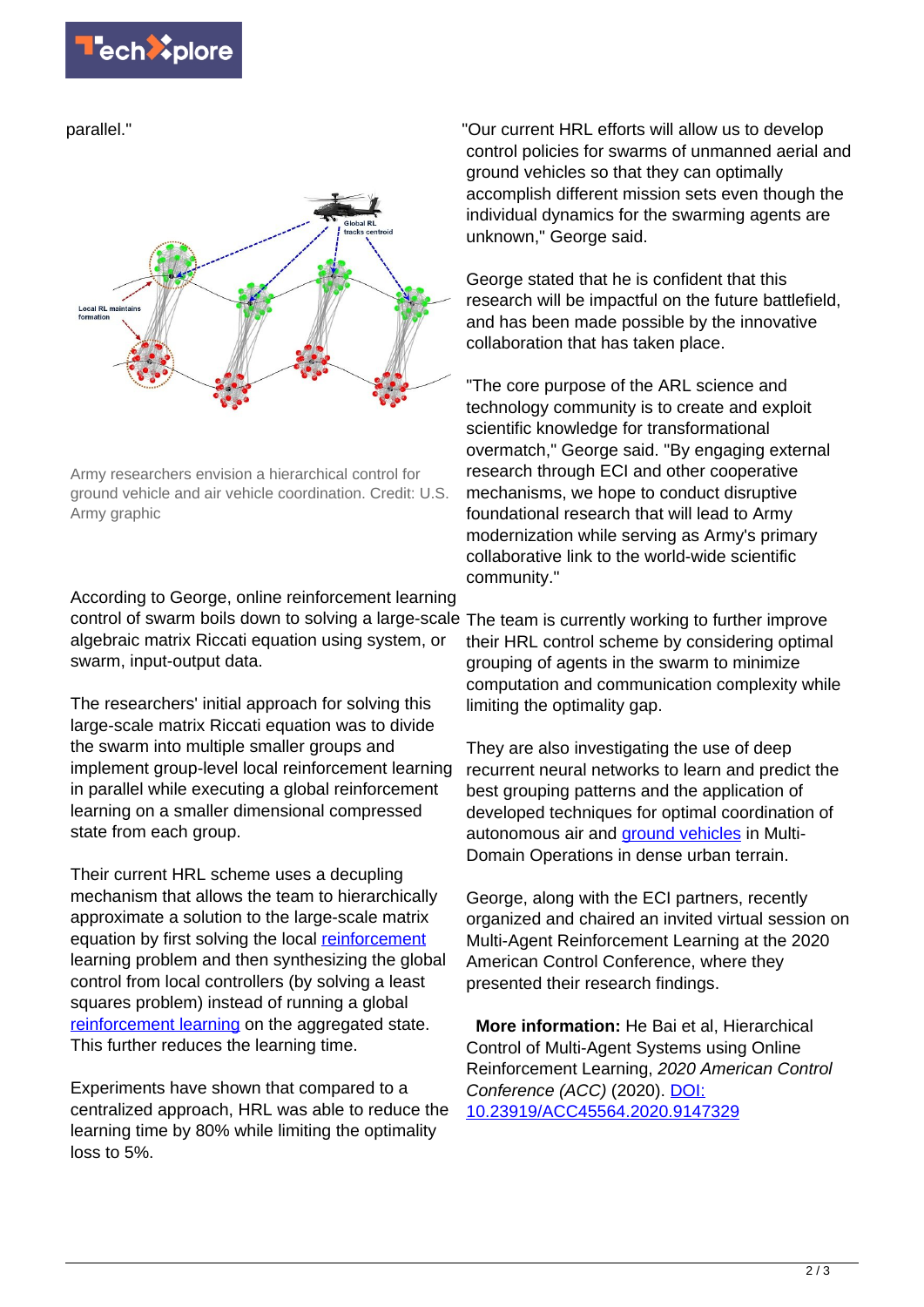parallel."

Army researchers envision a hierarchical control for ground vehicle and air vehicle coordination. Credit: U.S. Army graphic

According to George, online reinforcement learning control of swarm boils down to solving a large-scale algebraic matrix Riccati equation using system, or swarm, input-output data.

The researchers' initial approach for solving this large-scale matrix Riccati equation was to divide the swarm into multiple smaller groups and implement group-level local reinforcement learning in parallel while executing a global reinforcement learning on a smaller dimensional compressed state from each group.

Their current HRL scheme uses a decupling mechanism that allows the team to hierarchically approximate a solution to the large-scale matrix equation by first solving the local reinforcement learning problem and then synthesizing the global control from local controllers (by solving a least squares problem) instead of running a global reinforcement learning on the aggregated state. This further reduces the learning time.

Experiments have shown that compared to a centralized approach, HRL was able to reduce the learning time by 80% while limiting the optimality loss to 5%.

"Our current HRL efforts will allow us to develop control policies for swarms of unmanned aerial and ground vehicles so that they can optimally accomplish different mission sets even though the individual dynamics for the swarming agents are unknown," George said.

George stated that he is confident that this research will be impactful on the future battlefield, and has been made possible by the innovative collaboration that has taken place.

"The core purpose of the ARL science and technology community is to create and exploit scientific knowledge for transformational overmatch," George said. "By engaging external research through ECI and other cooperative mechanisms, we hope to conduct disruptive foundational research that will lead to Army modernization while serving as Army's primary collaborative link to the world-wide scientific community."

The team is currently working to further improve their HRL control scheme by considering optimal grouping of agents in the swarm to minimize computation and communication complexity while limiting the optimality gap.

They are also investigating the use of deep recurrent neural networks to learn and predict the best grouping patterns and the application of developed techniques for optimal coordination of autonomous air and ground vehicles in Multi-Domain Operations in dense urban terrain.

George, along with the ECI partners, recently organized and chaired an invited virtual session on Multi-Agent Reinforcement Learning at the 2020 American Control Conference, where they presented their research findings.

**More information:** He Bai et al, Hierarchical Control of Multi-Agent Systems using Online Reinforcement Learning, *2020 American Control Conference (ACC)* (2020). DOI: 10.23919/ACC45564.2020.9147329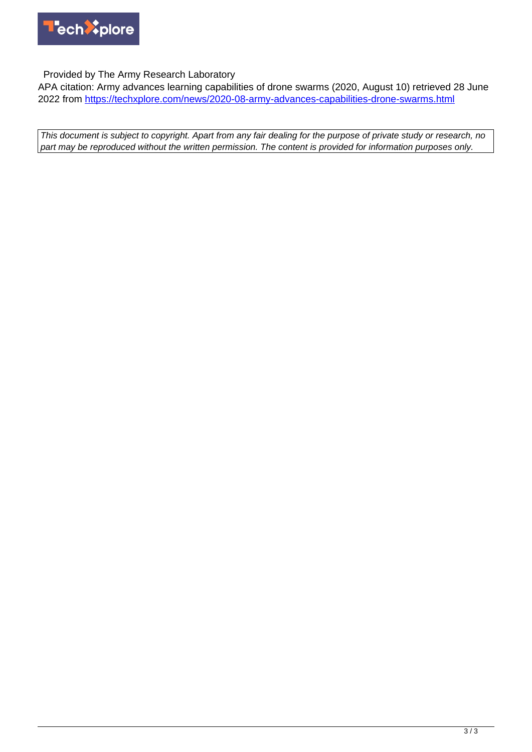Provided by The Army Research Laboratory

APA citation: Army advances learning capabilities of drone swarms (2020, August 10) retrieved 28 June 2022 from https://techxplore.com/news/2020-08-army-advances-capabilities-drone-swarms.html

*This document is subject to copyright. Apart from any fair dealing for the purpose of private study or research, no part may be reproduced without the written permission. The content is provided for information purposes only.*